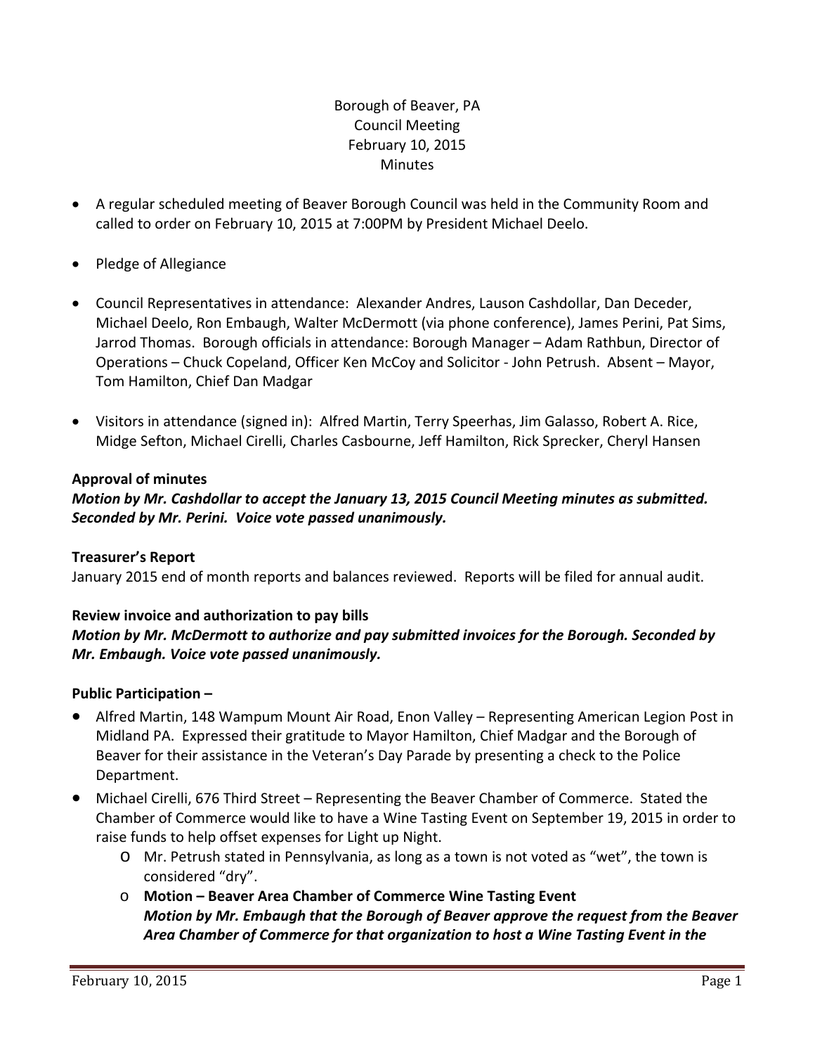Borough of Beaver, PA
Council Meeting
February 10, 2015
Minutes

- A regular scheduled meeting of Beaver Borough Council was held in the Community Room and called to order on February 10, 2015 at 7:00PM by President Michael Deelo.
- Pledge of Allegiance
- Council Representatives in attendance: Alexander Andres, Lauson Cashdollar, Dan Deceder, Michael Deelo, Ron Embaugh, Walter McDermott (via phone conference), James Perini, Pat Sims, Jarrod Thomas. Borough officials in attendance: Borough Manager – Adam Rathbun, Director of Operations – Chuck Copeland, Officer Ken McCoy and Solicitor - John Petrush. Absent – Mayor, Tom Hamilton, Chief Dan Madgar
- Visitors in attendance (signed in): Alfred Martin, Terry Speerhas, Jim Galasso, Robert A. Rice, Midge Sefton, Michael Cirelli, Charles Casbourne, Jeff Hamilton, Rick Sprecker, Cheryl Hansen

**Approval of minutes**

***Motion by Mr. Cashdollar to accept the January 13, 2015 Council Meeting minutes as submitted. Seconded by Mr. Perini. Voice vote passed unanimously.***

**Treasurer's Report**

January 2015 end of month reports and balances reviewed. Reports will be filed for annual audit.

**Review invoice and authorization to pay bills**

***Motion by Mr. McDermott to authorize and pay submitted invoices for the Borough. Seconded by Mr. Embaugh. Voice vote passed unanimously.***

**Public Participation –**

- Alfred Martin, 148 Wampum Mount Air Road, Enon Valley – Representing American Legion Post in Midland PA. Expressed their gratitude to Mayor Hamilton, Chief Madgar and the Borough of Beaver for their assistance in the Veteran's Day Parade by presenting a check to the Police Department.
- Michael Cirelli, 676 Third Street – Representing the Beaver Chamber of Commerce. Stated the Chamber of Commerce would like to have a Wine Tasting Event on September 19, 2015 in order to raise funds to help offset expenses for Light up Night.
  - Mr. Petrush stated in Pennsylvania, as long as a town is not voted as "wet", the town is considered "dry".
  - **Motion – Beaver Area Chamber of Commerce Wine Tasting Event**
    ***Motion by Mr. Embaugh that the Borough of Beaver approve the request from the Beaver Area Chamber of Commerce for that organization to host a Wine Tasting Event in the***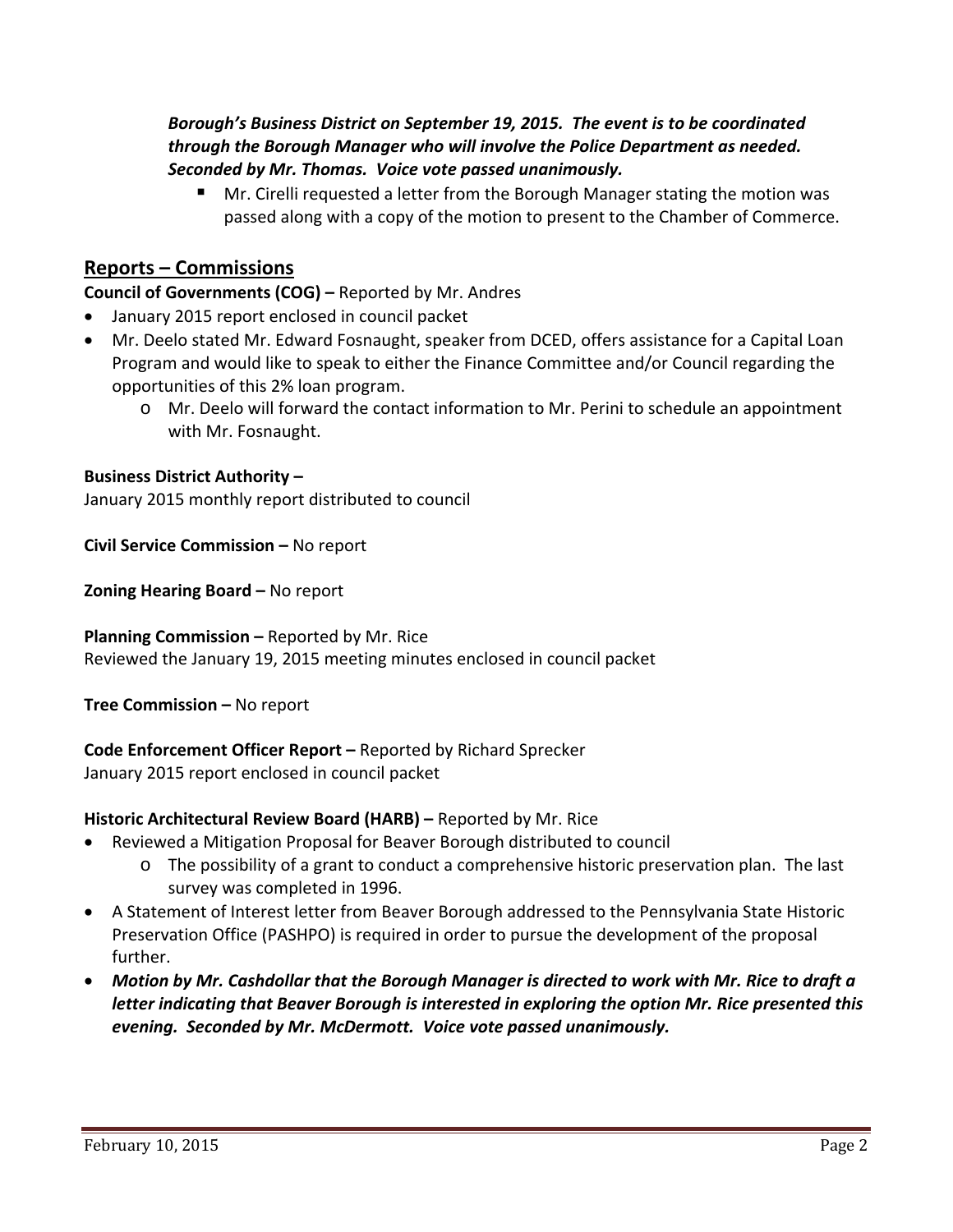***Borough's Business District on September 19, 2015. The event is to be coordinated through the Borough Manager who will involve the Police Department as needed. Seconded by Mr. Thomas. Voice vote passed unanimously.***

  - Mr. Cirelli requested a letter from the Borough Manager stating the motion was passed along with a copy of the motion to present to the Chamber of Commerce.

## Reports – Commissions

**Council of Governments (COG) –** Reported by Mr. Andres

- January 2015 report enclosed in council packet
- Mr. Deelo stated Mr. Edward Fosnaught, speaker from DCED, offers assistance for a Capital Loan Program and would like to speak to either the Finance Committee and/or Council regarding the opportunities of this 2% loan program.
  - Mr. Deelo will forward the contact information to Mr. Perini to schedule an appointment with Mr. Fosnaught.

**Business District Authority –**

January 2015 monthly report distributed to council

**Civil Service Commission –** No report

**Zoning Hearing Board –** No report

**Planning Commission –** Reported by Mr. Rice

Reviewed the January 19, 2015 meeting minutes enclosed in council packet

**Tree Commission –** No report

**Code Enforcement Officer Report –** Reported by Richard Sprecker

January 2015 report enclosed in council packet

**Historic Architectural Review Board (HARB) –** Reported by Mr. Rice

- Reviewed a Mitigation Proposal for Beaver Borough distributed to council
  - The possibility of a grant to conduct a comprehensive historic preservation plan. The last survey was completed in 1996.
- A Statement of Interest letter from Beaver Borough addressed to the Pennsylvania State Historic Preservation Office (PASHPO) is required in order to pursue the development of the proposal further.
- ***Motion by Mr. Cashdollar that the Borough Manager is directed to work with Mr. Rice to draft a letter indicating that Beaver Borough is interested in exploring the option Mr. Rice presented this evening. Seconded by Mr. McDermott. Voice vote passed unanimously.***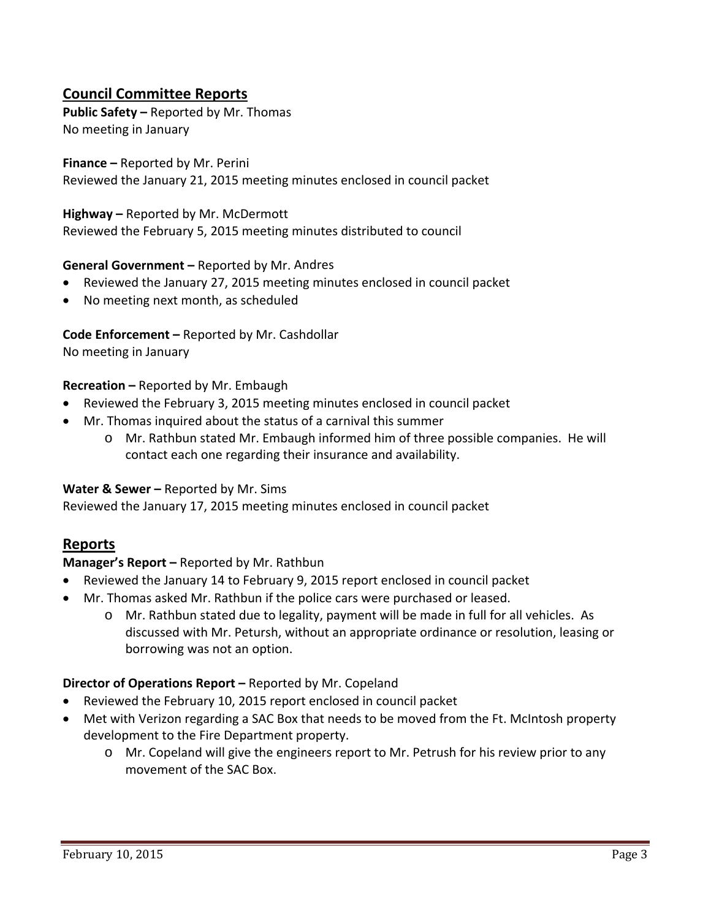## Council Committee Reports

**Public Safety –** Reported by Mr. Thomas
No meeting in January

**Finance –** Reported by Mr. Perini
Reviewed the January 21, 2015 meeting minutes enclosed in council packet

**Highway –** Reported by Mr. McDermott
Reviewed the February 5, 2015 meeting minutes distributed to council

**General Government –** Reported by Mr. Andres

- Reviewed the January 27, 2015 meeting minutes enclosed in council packet
- No meeting next month, as scheduled

**Code Enforcement –** Reported by Mr. Cashdollar
No meeting in January

**Recreation –** Reported by Mr. Embaugh

- Reviewed the February 3, 2015 meeting minutes enclosed in council packet
- Mr. Thomas inquired about the status of a carnival this summer
  - Mr. Rathbun stated Mr. Embaugh informed him of three possible companies. He will contact each one regarding their insurance and availability.

**Water & Sewer –** Reported by Mr. Sims
Reviewed the January 17, 2015 meeting minutes enclosed in council packet

## Reports

**Manager's Report –** Reported by Mr. Rathbun

- Reviewed the January 14 to February 9, 2015 report enclosed in council packet
- Mr. Thomas asked Mr. Rathbun if the police cars were purchased or leased.
  - Mr. Rathbun stated due to legality, payment will be made in full for all vehicles. As discussed with Mr. Petursh, without an appropriate ordinance or resolution, leasing or borrowing was not an option.

**Director of Operations Report –** Reported by Mr. Copeland

- Reviewed the February 10, 2015 report enclosed in council packet
- Met with Verizon regarding a SAC Box that needs to be moved from the Ft. McIntosh property development to the Fire Department property.
  - Mr. Copeland will give the engineers report to Mr. Petrush for his review prior to any movement of the SAC Box.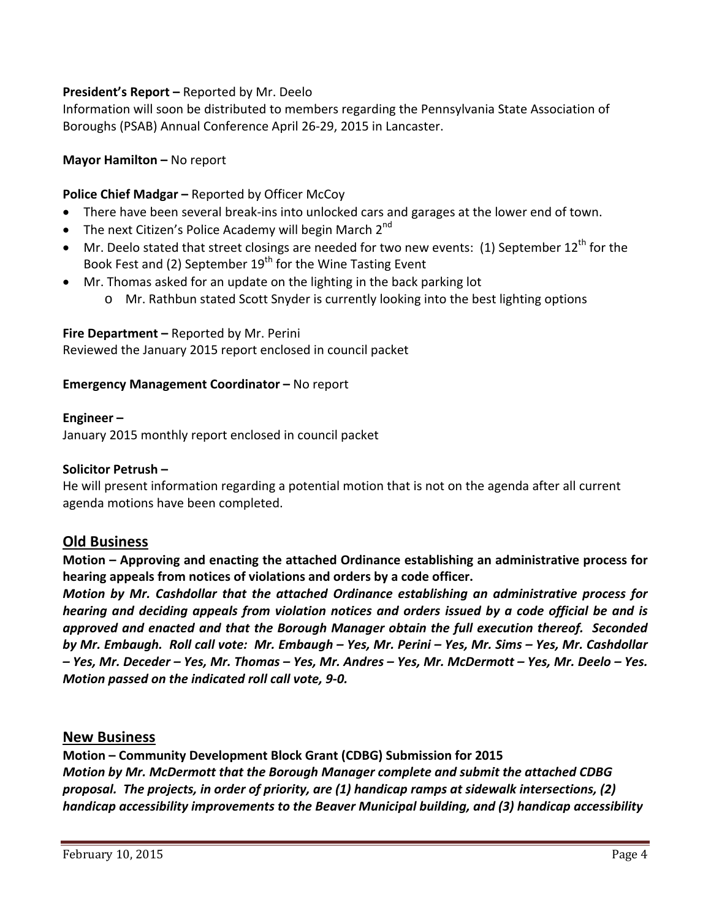**President's Report –** Reported by Mr. Deelo
Information will soon be distributed to members regarding the Pennsylvania State Association of Boroughs (PSAB) Annual Conference April 26-29, 2015 in Lancaster.

**Mayor Hamilton –** No report

**Police Chief Madgar –** Reported by Officer McCoy

- There have been several break-ins into unlocked cars and garages at the lower end of town.
- The next Citizen's Police Academy will begin March 2nd
- Mr. Deelo stated that street closings are needed for two new events: (1) September 12th for the Book Fest and (2) September 19th for the Wine Tasting Event
- Mr. Thomas asked for an update on the lighting in the back parking lot
  - Mr. Rathbun stated Scott Snyder is currently looking into the best lighting options

**Fire Department –** Reported by Mr. Perini
Reviewed the January 2015 report enclosed in council packet

**Emergency Management Coordinator –** No report

**Engineer –**
January 2015 monthly report enclosed in council packet

**Solicitor Petrush –**
He will present information regarding a potential motion that is not on the agenda after all current agenda motions have been completed.

## Old Business

**Motion – Approving and enacting the attached Ordinance establishing an administrative process for hearing appeals from notices of violations and orders by a code officer.**
***Motion by Mr. Cashdollar that the attached Ordinance establishing an administrative process for hearing and deciding appeals from violation notices and orders issued by a code official be and is approved and enacted and that the Borough Manager obtain the full execution thereof. Seconded by Mr. Embaugh. Roll call vote: Mr. Embaugh – Yes, Mr. Perini – Yes, Mr. Sims – Yes, Mr. Cashdollar – Yes, Mr. Deceder – Yes, Mr. Thomas – Yes, Mr. Andres – Yes, Mr. McDermott – Yes, Mr. Deelo – Yes. Motion passed on the indicated roll call vote, 9-0.***

## New Business

**Motion – Community Development Block Grant (CDBG) Submission for 2015**
***Motion by Mr. McDermott that the Borough Manager complete and submit the attached CDBG proposal. The projects, in order of priority, are (1) handicap ramps at sidewalk intersections, (2) handicap accessibility improvements to the Beaver Municipal building, and (3) handicap accessibility***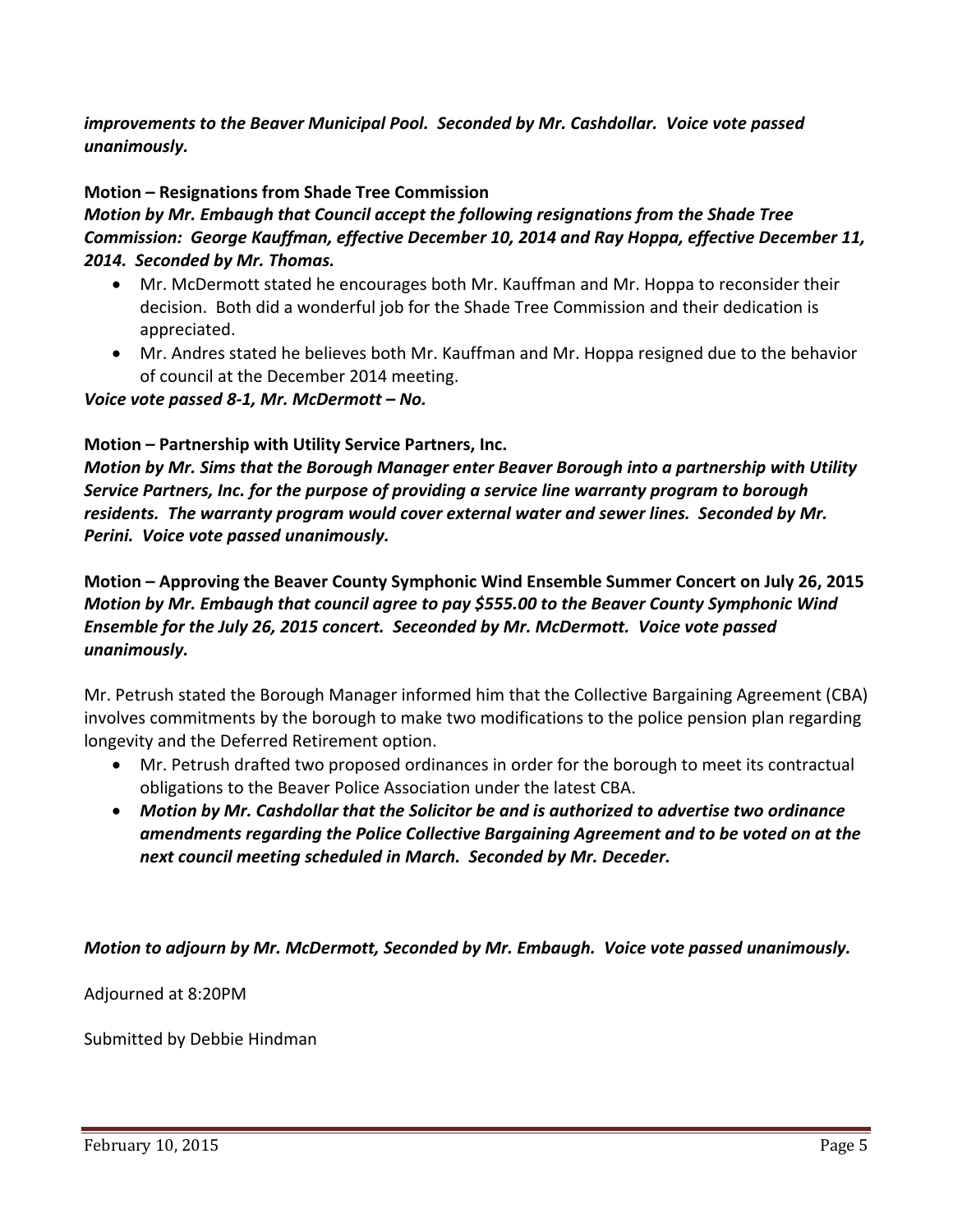***improvements to the Beaver Municipal Pool. Seconded by Mr. Cashdollar. Voice vote passed unanimously.***

**Motion – Resignations from Shade Tree Commission**

***Motion by Mr. Embaugh that Council accept the following resignations from the Shade Tree Commission: George Kauffman, effective December 10, 2014 and Ray Hoppa, effective December 11, 2014. Seconded by Mr. Thomas.***

- Mr. McDermott stated he encourages both Mr. Kauffman and Mr. Hoppa to reconsider their decision. Both did a wonderful job for the Shade Tree Commission and their dedication is appreciated.
- Mr. Andres stated he believes both Mr. Kauffman and Mr. Hoppa resigned due to the behavior of council at the December 2014 meeting.

***Voice vote passed 8-1, Mr. McDermott – No.***

**Motion – Partnership with Utility Service Partners, Inc.**

***Motion by Mr. Sims that the Borough Manager enter Beaver Borough into a partnership with Utility Service Partners, Inc. for the purpose of providing a service line warranty program to borough residents. The warranty program would cover external water and sewer lines. Seconded by Mr. Perini. Voice vote passed unanimously.***

**Motion – Approving the Beaver County Symphonic Wind Ensemble Summer Concert on July 26, 2015**

***Motion by Mr. Embaugh that council agree to pay $555.00 to the Beaver County Symphonic Wind Ensemble for the July 26, 2015 concert. Seceonded by Mr. McDermott. Voice vote passed unanimously.***

Mr. Petrush stated the Borough Manager informed him that the Collective Bargaining Agreement (CBA) involves commitments by the borough to make two modifications to the police pension plan regarding longevity and the Deferred Retirement option.

- Mr. Petrush drafted two proposed ordinances in order for the borough to meet its contractual obligations to the Beaver Police Association under the latest CBA.
- ***Motion by Mr. Cashdollar that the Solicitor be and is authorized to advertise two ordinance amendments regarding the Police Collective Bargaining Agreement and to be voted on at the next council meeting scheduled in March. Seconded by Mr. Deceder.***

***Motion to adjourn by Mr. McDermott, Seconded by Mr. Embaugh. Voice vote passed unanimously.***

Adjourned at 8:20PM

Submitted by Debbie Hindman